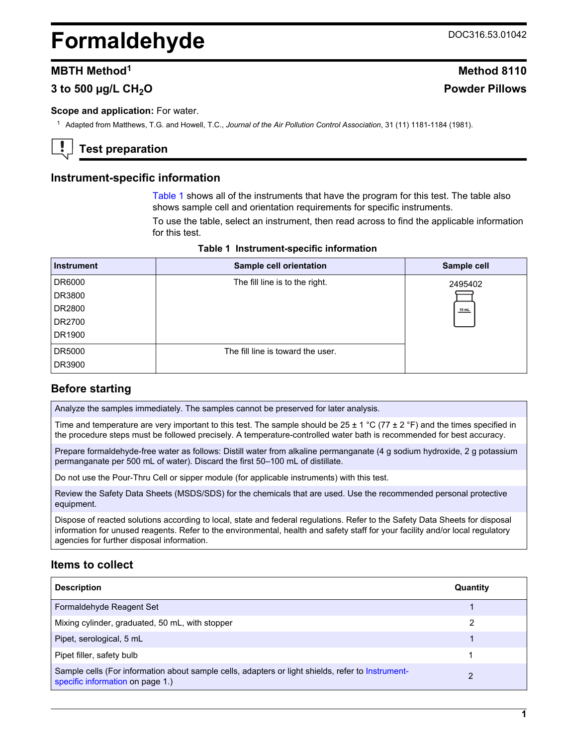# Formaldehyde

DOC316.53.01042

## MBTH Method[1]

## Method 8110

## 3 to 500 µg/L $CH_2O$

## Powder Pillows

**Scope and application:** For water.

[1] Adapted from Matthews, T.G. and Howell, T.C., *Journal of the Air Pollution Control Association*, 31 (11) 1181-1184 (1981).

## Test preparation

### Instrument-specific information

Table 1 shows all of the instruments that have the program for this test. The table also shows sample cell and orientation requirements for specific instruments.

To use the table, select an instrument, then read across to find the applicable information for this test.

**Table 1 Instrument-specific information**

| Instrument | Sample cell orientation | Sample cell |
|---|---|---|
| DR6000<br>DR3800<br>DR2800<br>DR2700<br>DR1900 | The fill line is to the right. | 2495402 |
| DR5000<br>DR3900 | The fill line is toward the user. | |

### Before starting

Analyze the samples immediately. The samples cannot be preserved for later analysis.

Time and temperature are very important to this test. The sample should be 25 ± 1 °C (77 ± 2 °F) and the times specified in the procedure steps must be followed precisely. A temperature-controlled water bath is recommended for best accuracy.

Prepare formaldehyde-free water as follows: Distill water from alkaline permanganate (4 g sodium hydroxide, 2 g potassium permanganate per 500 mL of water). Discard the first 50–100 mL of distillate.

Do not use the Pour-Thru Cell or sipper module (for applicable instruments) with this test.

Review the Safety Data Sheets (MSDS/SDS) for the chemicals that are used. Use the recommended personal protective equipment.

Dispose of reacted solutions according to local, state and federal regulations. Refer to the Safety Data Sheets for disposal information for unused reagents. Refer to the environmental, health and safety staff for your facility and/or local regulatory agencies for further disposal information.

### Items to collect

| Description | Quantity |
|---|---|
| Formaldehyde Reagent Set | 1 |
| Mixing cylinder, graduated, 50 mL, with stopper | 2 |
| Pipet, serological, 5 mL | 1 |
| Pipet filler, safety bulb | 1 |
| Sample cells (For information about sample cells, adapters or light shields, refer to Instrument-specific information on page 1.) | 2 |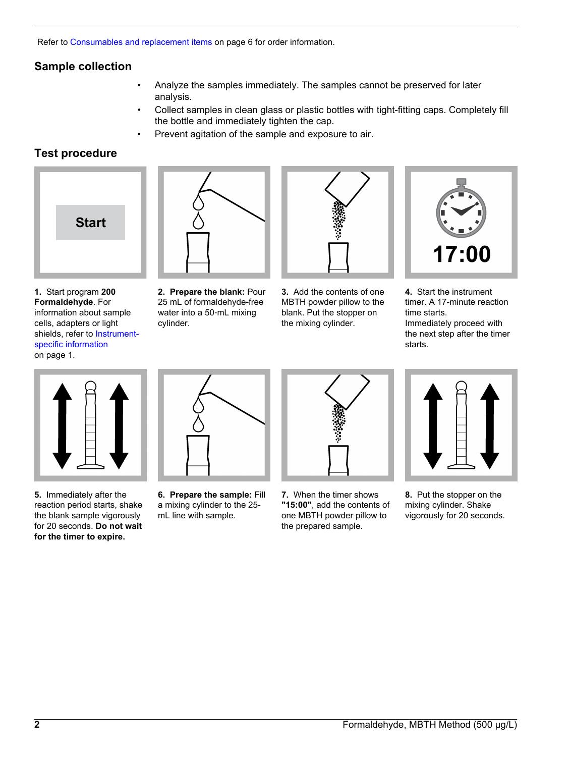Refer to Consumables and replacement items on page 6 for order information.

## Sample collection

- Analyze the samples immediately. The samples cannot be preserved for later analysis.
- Collect samples in clean glass or plastic bottles with tight-fitting caps. Completely fill the bottle and immediately tighten the cap.
- Prevent agitation of the sample and exposure to air.

## Test procedure

**1.** Start program **200 Formaldehyde**. For information about sample cells, adapters or light shields, refer to Instrument-specific information on page 1.

**2. Prepare the blank:** Pour 25 mL of formaldehyde-free water into a 50-mL mixing cylinder.

**3.** Add the contents of one MBTH powder pillow to the blank. Put the stopper on the mixing cylinder.

**4.** Start the instrument timer. A 17-minute reaction time starts. Immediately proceed with the next step after the timer starts.

**5.** Immediately after the reaction period starts, shake the blank sample vigorously for 20 seconds. **Do not wait for the timer to expire.**

**6. Prepare the sample:** Fill a mixing cylinder to the 25-mL line with sample.

**7.** When the timer shows **"15:00"**, add the contents of one MBTH powder pillow to the prepared sample.

**8.** Put the stopper on the mixing cylinder. Shake vigorously for 20 seconds.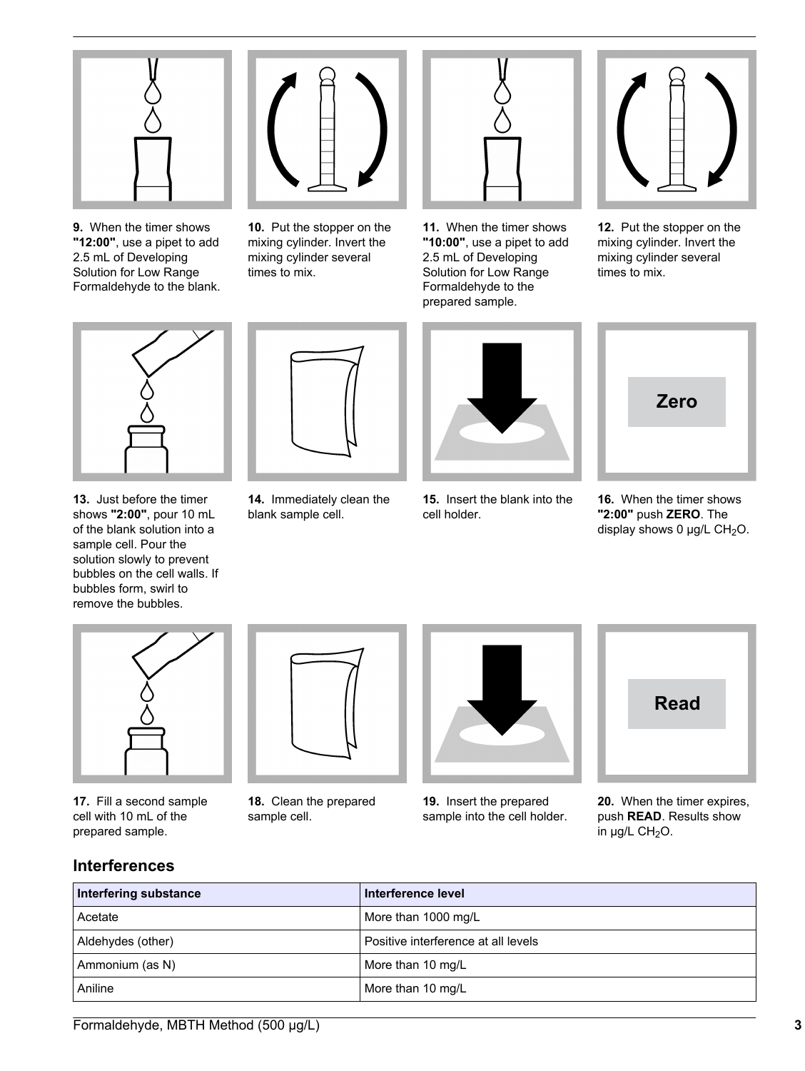9. When the timer shows **"12:00"**, use a pipet to add 2.5 mL of Developing Solution for Low Range Formaldehyde to the blank.

10. Put the stopper on the mixing cylinder. Invert the mixing cylinder several times to mix.

11. When the timer shows **"10:00"**, use a pipet to add 2.5 mL of Developing Solution for Low Range Formaldehyde to the prepared sample.

12. Put the stopper on the mixing cylinder. Invert the mixing cylinder several times to mix.

13. Just before the timer shows **"2:00"**, pour 10 mL of the blank solution into a sample cell. Pour the solution slowly to prevent bubbles on the cell walls. If bubbles form, swirl to remove the bubbles.

14. Immediately clean the blank sample cell.

15. Insert the blank into the cell holder.

16. When the timer shows **"2:00"** push **ZERO**. The display shows 0 µg/L $CH_2O$.

17. Fill a second sample cell with 10 mL of the prepared sample.

18. Clean the prepared sample cell.

19. Insert the prepared sample into the cell holder.

20. When the timer expires, push **READ**. Results show in µg/L $CH_2O$.

## Interferences

| Interfering substance | Interference level |
| --- | --- |
| Acetate | More than 1000 mg/L |
| Aldehydes (other) | Positive interference at all levels |
| Ammonium (as N) | More than 10 mg/L |
| Aniline | More than 10 mg/L |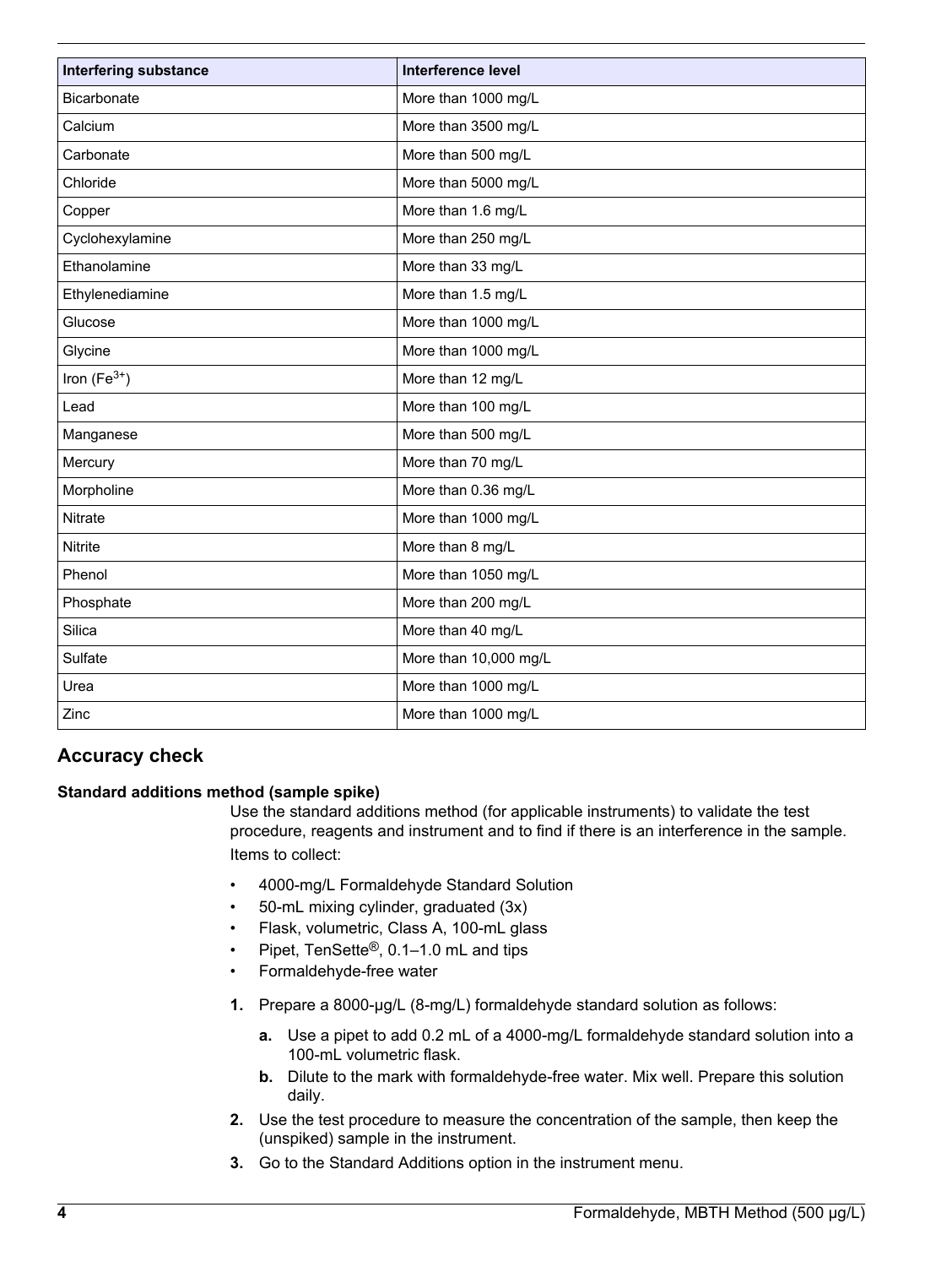| Interfering substance | Interference level |
| --- | --- |
| Bicarbonate | More than 1000 mg/L |
| Calcium | More than 3500 mg/L |
| Carbonate | More than 500 mg/L |
| Chloride | More than 5000 mg/L |
| Copper | More than 1.6 mg/L |
| Cyclohexylamine | More than 250 mg/L |
| Ethanolamine | More than 33 mg/L |
| Ethylenediamine | More than 1.5 mg/L |
| Glucose | More than 1000 mg/L |
| Glycine | More than 1000 mg/L |
| Iron ($Fe^{3+}$) | More than 12 mg/L |
| Lead | More than 100 mg/L |
| Manganese | More than 500 mg/L |
| Mercury | More than 70 mg/L |
| Morpholine | More than 0.36 mg/L |
| Nitrate | More than 1000 mg/L |
| Nitrite | More than 8 mg/L |
| Phenol | More than 1050 mg/L |
| Phosphate | More than 200 mg/L |
| Silica | More than 40 mg/L |
| Sulfate | More than 10,000 mg/L |
| Urea | More than 1000 mg/L |
| Zinc | More than 1000 mg/L |

## Accuracy check

#### Standard additions method (sample spike)

Use the standard additions method (for applicable instruments) to validate the test procedure, reagents and instrument and to find if there is an interference in the sample.

Items to collect:

- 4000-mg/L Formaldehyde Standard Solution
- 50-mL mixing cylinder, graduated (3x)
- Flask, volumetric, Class A, 100-mL glass
- Pipet, TenSette®, 0.1–1.0 mL and tips
- Formaldehyde-free water

1. Prepare a 8000-µg/L (8-mg/L) formaldehyde standard solution as follows:
   a. Use a pipet to add 0.2 mL of a 4000-mg/L formaldehyde standard solution into a 100-mL volumetric flask.
   b. Dilute to the mark with formaldehyde-free water. Mix well. Prepare this solution daily.
2. Use the test procedure to measure the concentration of the sample, then keep the (unspiked) sample in the instrument.
3. Go to the Standard Additions option in the instrument menu.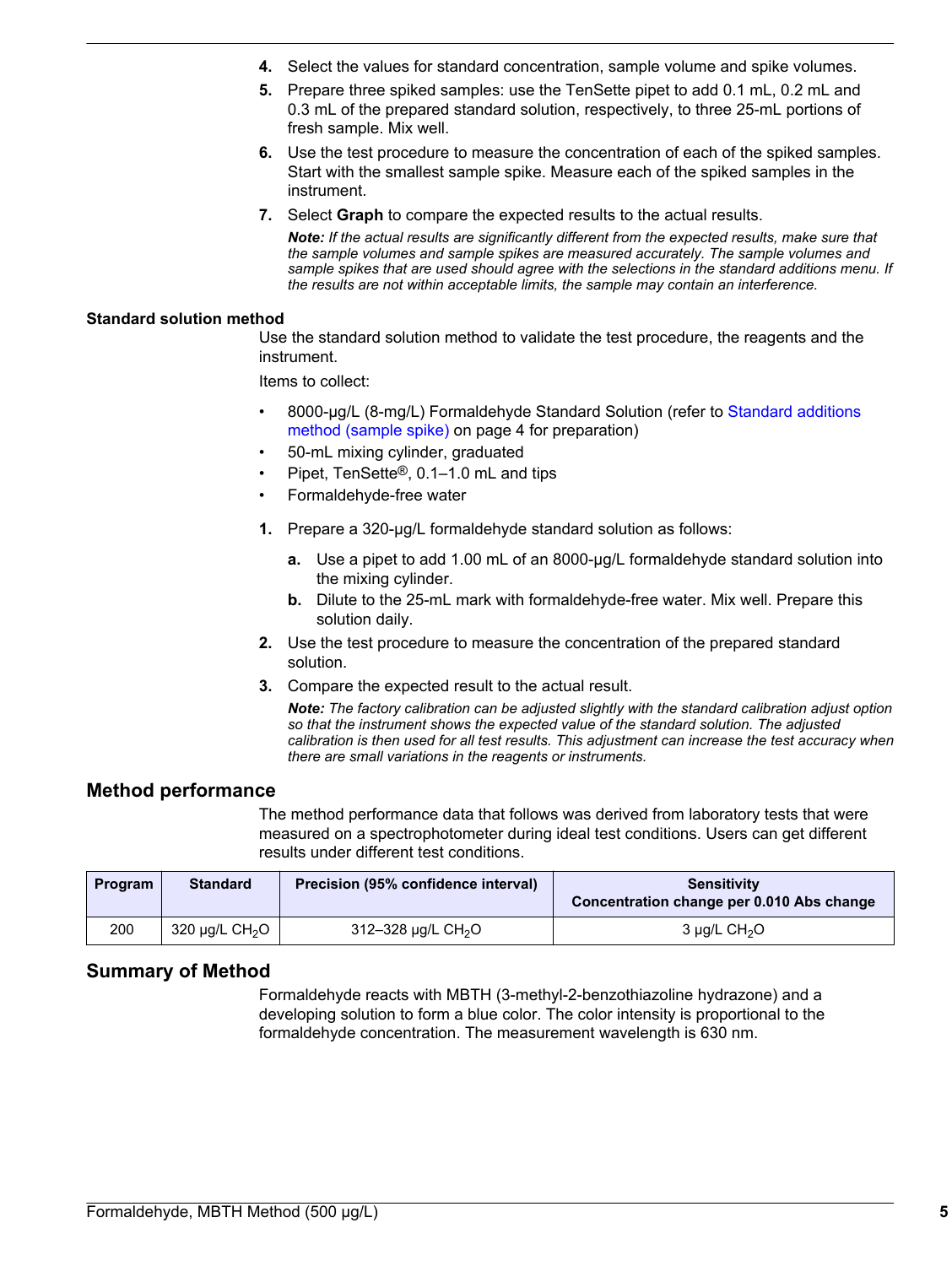4. Select the values for standard concentration, sample volume and spike volumes.
5. Prepare three spiked samples: use the TenSette pipet to add 0.1 mL, 0.2 mL and 0.3 mL of the prepared standard solution, respectively, to three 25-mL portions of fresh sample. Mix well.
6. Use the test procedure to measure the concentration of each of the spiked samples. Start with the smallest sample spike. Measure each of the spiked samples in the instrument.
7. Select **Graph** to compare the expected results to the actual results.

   ***Note:** If the actual results are significantly different from the expected results, make sure that the sample volumes and sample spikes are measured accurately. The sample volumes and sample spikes that are used should agree with the selections in the standard additions menu. If the results are not within acceptable limits, the sample may contain an interference.*

### Standard solution method

Use the standard solution method to validate the test procedure, the reagents and the instrument.

Items to collect:

- 8000-µg/L (8-mg/L) Formaldehyde Standard Solution (refer to Standard additions method (sample spike) on page 4 for preparation)
- 50-mL mixing cylinder, graduated
- Pipet, TenSette®, 0.1–1.0 mL and tips
- Formaldehyde-free water

1. Prepare a 320-µg/L formaldehyde standard solution as follows:
   - **a.** Use a pipet to add 1.00 mL of an 8000-µg/L formaldehyde standard solution into the mixing cylinder.
   - **b.** Dilute to the 25-mL mark with formaldehyde-free water. Mix well. Prepare this solution daily.
2. Use the test procedure to measure the concentration of the prepared standard solution.
3. Compare the expected result to the actual result.

   ***Note:** The factory calibration can be adjusted slightly with the standard calibration adjust option so that the instrument shows the expected value of the standard solution. The adjusted calibration is then used for all test results. This adjustment can increase the test accuracy when there are small variations in the reagents or instruments.*

## Method performance

The method performance data that follows was derived from laboratory tests that were measured on a spectrophotometer during ideal test conditions. Users can get different results under different test conditions.

| Program | Standard | Precision (95% confidence interval) | Sensitivity Concentration change per 0.010 Abs change |
|---|---|---|---|
| 200 | 320 µg/L $CH_2O$ | 312–328 µg/L $CH_2O$ | 3 µg/L $CH_2O$ |

## Summary of Method

Formaldehyde reacts with MBTH (3-methyl-2-benzothiazoline hydrazone) and a developing solution to form a blue color. The color intensity is proportional to the formaldehyde concentration. The measurement wavelength is 630 nm.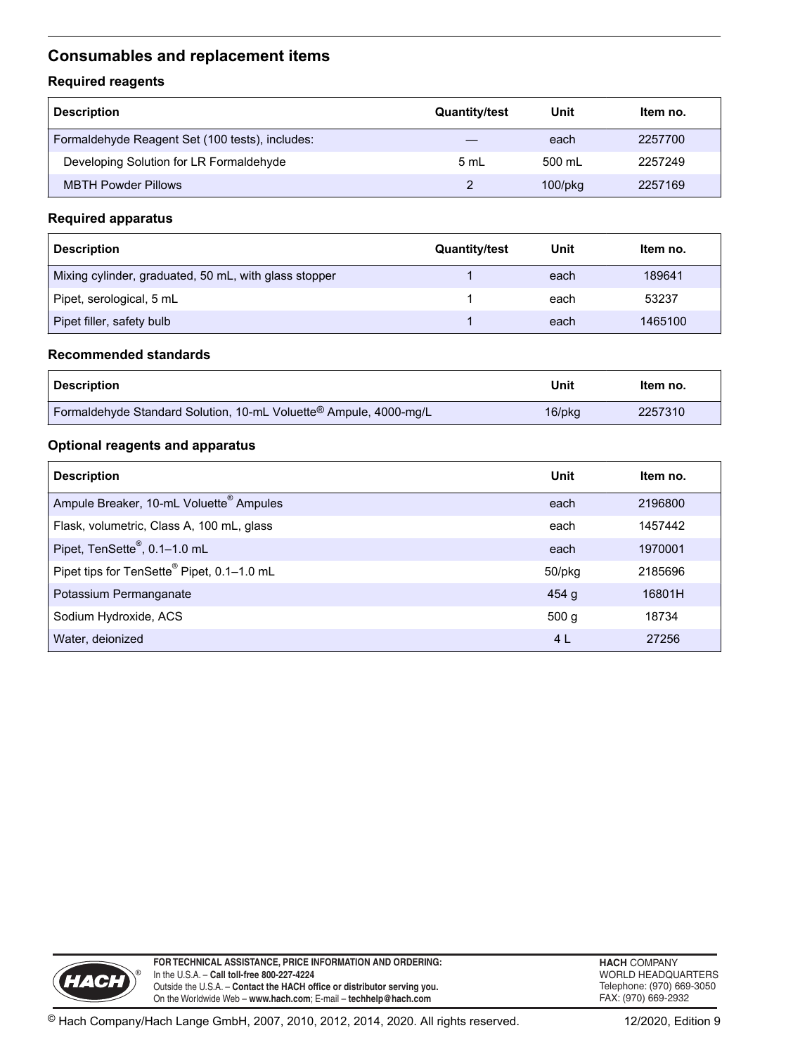## Consumables and replacement items

### Required reagents

| Description | Quantity/test | Unit | Item no. |
|---|---|---|---|
| Formaldehyde Reagent Set (100 tests), includes: | — | each | 2257700 |
| Developing Solution for LR Formaldehyde | 5 mL | 500 mL | 2257249 |
| MBTH Powder Pillows | 2 | 100/pkg | 2257169 |

### Required apparatus

| Description | Quantity/test | Unit | Item no. |
|---|---|---|---|
| Mixing cylinder, graduated, 50 mL, with glass stopper | 1 | each | 189641 |
| Pipet, serological, 5 mL | 1 | each | 53237 |
| Pipet filler, safety bulb | 1 | each | 1465100 |

### Recommended standards

| Description | Unit | Item no. |
|---|---|---|
| Formaldehyde Standard Solution, 10-mL Voluette® Ampule, 4000-mg/L | 16/pkg | 2257310 |

### Optional reagents and apparatus

| Description | Unit | Item no. |
|---|---|---|
| Ampule Breaker, 10-mL Voluette® Ampules | each | 2196800 |
| Flask, volumetric, Class A, 100 mL, glass | each | 1457442 |
| Pipet, TenSette®, 0.1–1.0 mL | each | 1970001 |
| Pipet tips for TenSette® Pipet, 0.1–1.0 mL | 50/pkg | 2185696 |
| Potassium Permanganate | 454 g | 16801H |
| Sodium Hydroxide, ACS | 500 g | 18734 |
| Water, deionized | 4 L | 27256 |

**FOR TECHNICAL ASSISTANCE, PRICE INFORMATION AND ORDERING:**
In the U.S.A. – **Call toll-free 800-227-4224**
Outside the U.S.A. – **Contact the HACH office or distributor serving you.**
On the Worldwide Web – **www.hach.com**; E-mail – **techhelp@hach.com**

**HACH** COMPANY
WORLD HEADQUARTERS
Telephone: (970) 669-3050
FAX: (970) 669-2932

© Hach Company/Hach Lange GmbH, 2007, 2010, 2012, 2014, 2020. All rights reserved. 12/2020, Edition 9